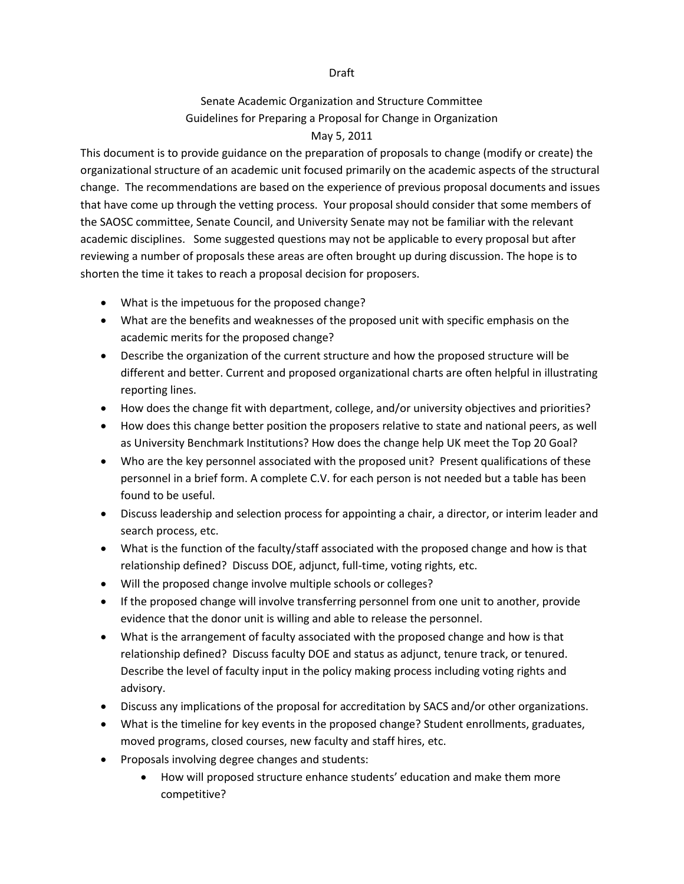Draft

# Senate Academic Organization and Structure Committee
## Guidelines for Preparing a Proposal for Change in Organization
### May 5, 2011

This document is to provide guidance on the preparation of proposals to change (modify or create) the organizational structure of an academic unit focused primarily on the academic aspects of the structural change. The recommendations are based on the experience of previous proposal documents and issues that have come up through the vetting process. Your proposal should consider that some members of the SAOSC committee, Senate Council, and University Senate may not be familiar with the relevant academic disciplines. Some suggested questions may not be applicable to every proposal but after reviewing a number of proposals these areas are often brought up during discussion. The hope is to shorten the time it takes to reach a proposal decision for proposers.

- What is the impetuous for the proposed change?
- What are the benefits and weaknesses of the proposed unit with specific emphasis on the academic merits for the proposed change?
- Describe the organization of the current structure and how the proposed structure will be different and better. Current and proposed organizational charts are often helpful in illustrating reporting lines.
- How does the change fit with department, college, and/or university objectives and priorities?
- How does this change better position the proposers relative to state and national peers, as well as University Benchmark Institutions? How does the change help UK meet the Top 20 Goal?
- Who are the key personnel associated with the proposed unit? Present qualifications of these personnel in a brief form. A complete C.V. for each person is not needed but a table has been found to be useful.
- Discuss leadership and selection process for appointing a chair, a director, or interim leader and search process, etc.
- What is the function of the faculty/staff associated with the proposed change and how is that relationship defined? Discuss DOE, adjunct, full-time, voting rights, etc.
- Will the proposed change involve multiple schools or colleges?
- If the proposed change will involve transferring personnel from one unit to another, provide evidence that the donor unit is willing and able to release the personnel.
- What is the arrangement of faculty associated with the proposed change and how is that relationship defined? Discuss faculty DOE and status as adjunct, tenure track, or tenured. Describe the level of faculty input in the policy making process including voting rights and advisory.
- Discuss any implications of the proposal for accreditation by SACS and/or other organizations.
- What is the timeline for key events in the proposed change? Student enrollments, graduates, moved programs, closed courses, new faculty and staff hires, etc.
- Proposals involving degree changes and students:
    - How will proposed structure enhance students' education and make them more competitive?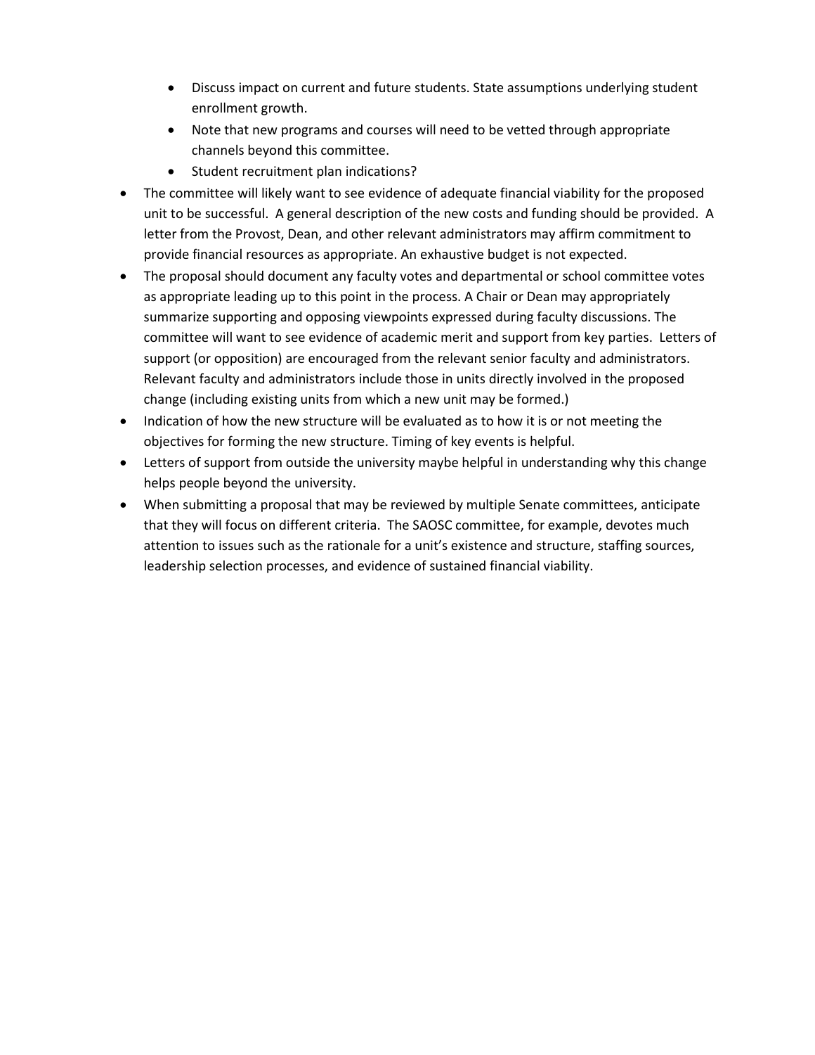- Discuss impact on current and future students. State assumptions underlying student enrollment growth.
  - Note that new programs and courses will need to be vetted through appropriate channels beyond this committee.
  - Student recruitment plan indications?
- The committee will likely want to see evidence of adequate financial viability for the proposed unit to be successful. A general description of the new costs and funding should be provided. A letter from the Provost, Dean, and other relevant administrators may affirm commitment to provide financial resources as appropriate. An exhaustive budget is not expected.
- The proposal should document any faculty votes and departmental or school committee votes as appropriate leading up to this point in the process. A Chair or Dean may appropriately summarize supporting and opposing viewpoints expressed during faculty discussions. The committee will want to see evidence of academic merit and support from key parties. Letters of support (or opposition) are encouraged from the relevant senior faculty and administrators. Relevant faculty and administrators include those in units directly involved in the proposed change (including existing units from which a new unit may be formed.)
- Indication of how the new structure will be evaluated as to how it is or not meeting the objectives for forming the new structure. Timing of key events is helpful.
- Letters of support from outside the university maybe helpful in understanding why this change helps people beyond the university.
- When submitting a proposal that may be reviewed by multiple Senate committees, anticipate that they will focus on different criteria. The SAOSC committee, for example, devotes much attention to issues such as the rationale for a unit's existence and structure, staffing sources, leadership selection processes, and evidence of sustained financial viability.